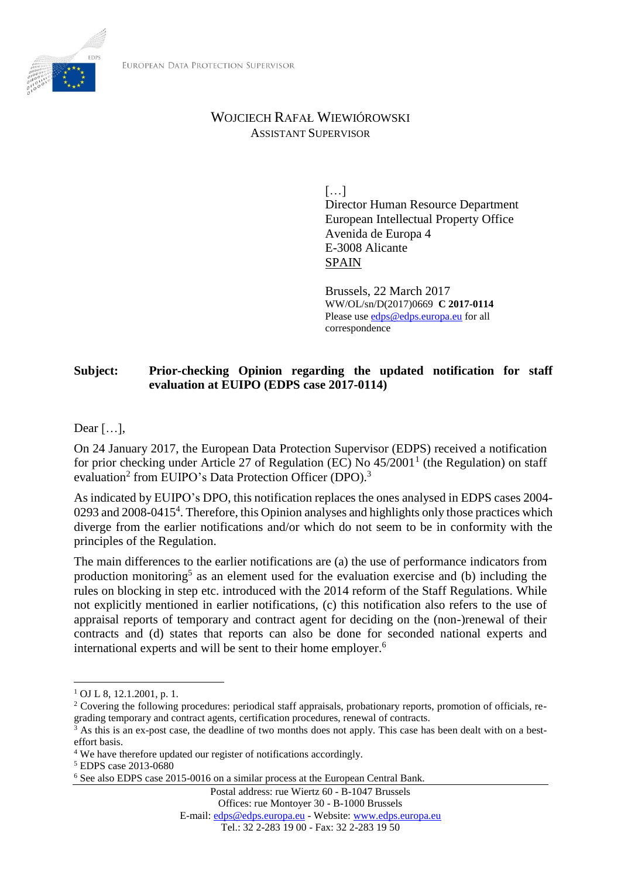EUROPEAN DATA PROTECTION SUPERVISOR

WOJCIECH RAFAŁ WIEWIÓROWSKI
ASSISTANT SUPERVISOR

[…]
Director Human Resource Department
European Intellectual Property Office
Avenida de Europa 4
E-3008 Alicante
SPAIN

Brussels, 22 March 2017
WW/OL/sn/D(2017)0669 **C 2017-0114**
Please use edps@edps.europa.eu for all correspondence

**Subject: Prior-checking Opinion regarding the updated notification for staff evaluation at EUIPO (EDPS case 2017-0114)**

Dear […],

On 24 January 2017, the European Data Protection Supervisor (EDPS) received a notification for prior checking under Article 27 of Regulation (EC) No 45/2001[1] (the Regulation) on staff evaluation[2] from EUIPO's Data Protection Officer (DPO).[3]

As indicated by EUIPO's DPO, this notification replaces the ones analysed in EDPS cases 2004-0293 and 2008-0415[4]. Therefore, this Opinion analyses and highlights only those practices which diverge from the earlier notifications and/or which do not seem to be in conformity with the principles of the Regulation.

The main differences to the earlier notifications are (a) the use of performance indicators from production monitoring[5] as an element used for the evaluation exercise and (b) including the rules on blocking in step etc. introduced with the 2014 reform of the Staff Regulations. While not explicitly mentioned in earlier notifications, (c) this notification also refers to the use of appraisal reports of temporary and contract agent for deciding on the (non-)renewal of their contracts and (d) states that reports can also be done for seconded national experts and international experts and will be sent to their home employer.[6]

---

[1] OJ L 8, 12.1.2001, p. 1.

[2] Covering the following procedures: periodical staff appraisals, probationary reports, promotion of officials, re-grading temporary and contract agents, certification procedures, renewal of contracts.

[3] As this is an ex-post case, the deadline of two months does not apply. This case has been dealt with on a best-effort basis.

[4] We have therefore updated our register of notifications accordingly.

[5] EDPS case 2013-0680

[6] See also EDPS case 2015-0016 on a similar process at the European Central Bank.

Postal address: rue Wiertz 60 - B-1047 Brussels
Offices: rue Montoyer 30 - B-1000 Brussels
E-mail: edps@edps.europa.eu - Website: www.edps.europa.eu
Tel.: 32 2-283 19 00 - Fax: 32 2-283 19 50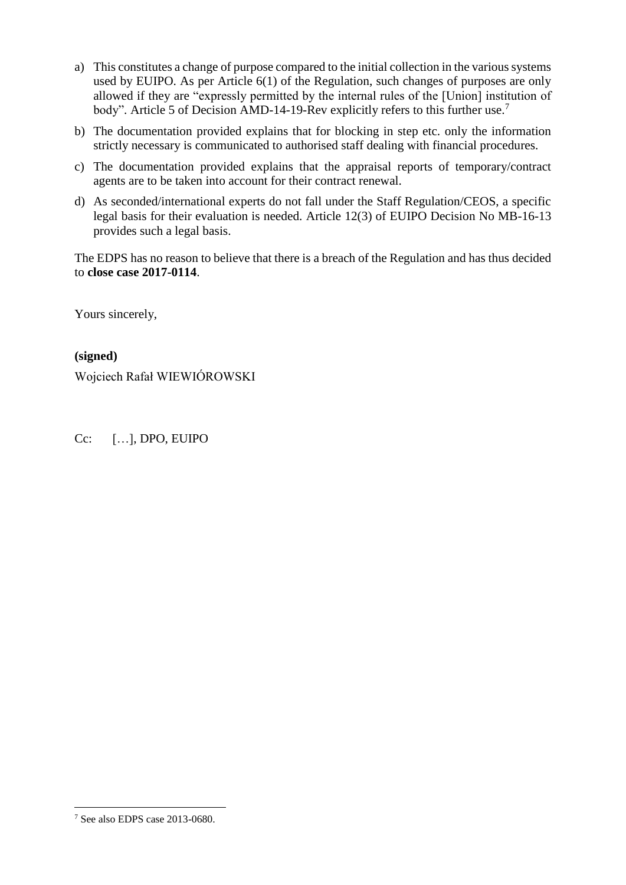a) This constitutes a change of purpose compared to the initial collection in the various systems used by EUIPO. As per Article 6(1) of the Regulation, such changes of purposes are only allowed if they are "expressly permitted by the internal rules of the [Union] institution of body". Article 5 of Decision AMD-14-19-Rev explicitly refers to this further use.[7]
b) The documentation provided explains that for blocking in step etc. only the information strictly necessary is communicated to authorised staff dealing with financial procedures.
c) The documentation provided explains that the appraisal reports of temporary/contract agents are to be taken into account for their contract renewal.
d) As seconded/international experts do not fall under the Staff Regulation/CEOS, a specific legal basis for their evaluation is needed. Article 12(3) of EUIPO Decision No MB-16-13 provides such a legal basis.

The EDPS has no reason to believe that there is a breach of the Regulation and has thus decided to **close case 2017-0114**.

Yours sincerely,

**(signed)**

Wojciech Rafał WIEWIÓROWSKI

Cc: […], DPO, EUIPO

[7] See also EDPS case 2013-0680.